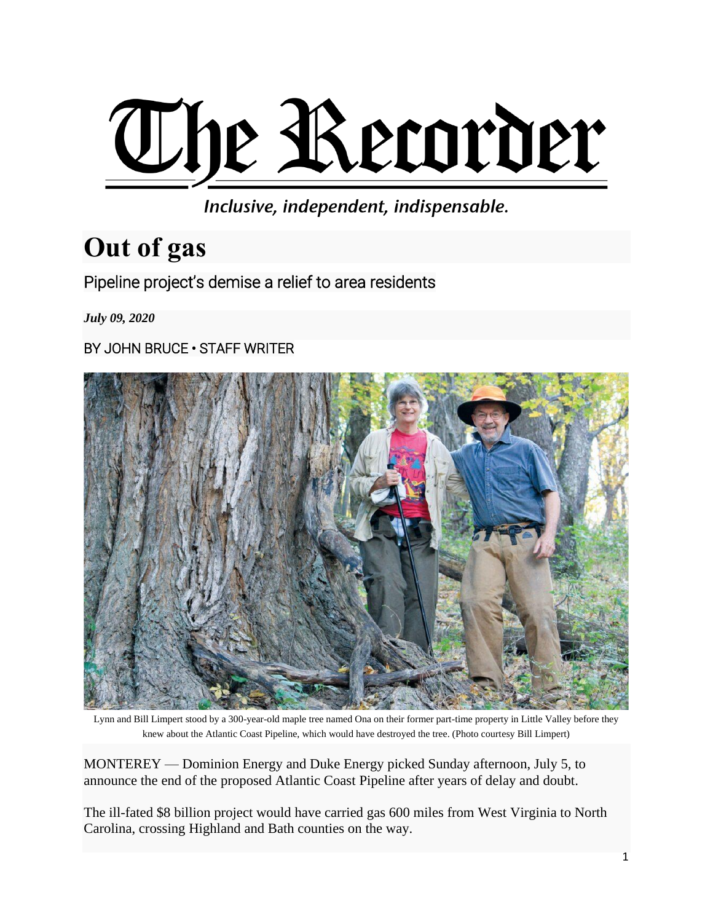# The Recorder

*Inclusive, independent, indispensable.*

# Out of gas

## Pipeline project's demise a relief to area residents

***July 09, 2020***

BY JOHN BRUCE • STAFF WRITER

Lynn and Bill Limpert stood by a 300-year-old maple tree named Ona on their former part-time property in Little Valley before they knew about the Atlantic Coast Pipeline, which would have destroyed the tree. (Photo courtesy Bill Limpert)

MONTEREY — Dominion Energy and Duke Energy picked Sunday afternoon, July 5, to announce the end of the proposed Atlantic Coast Pipeline after years of delay and doubt.

The ill-fated $8 billion project would have carried gas 600 miles from West Virginia to North Carolina, crossing Highland and Bath counties on the way.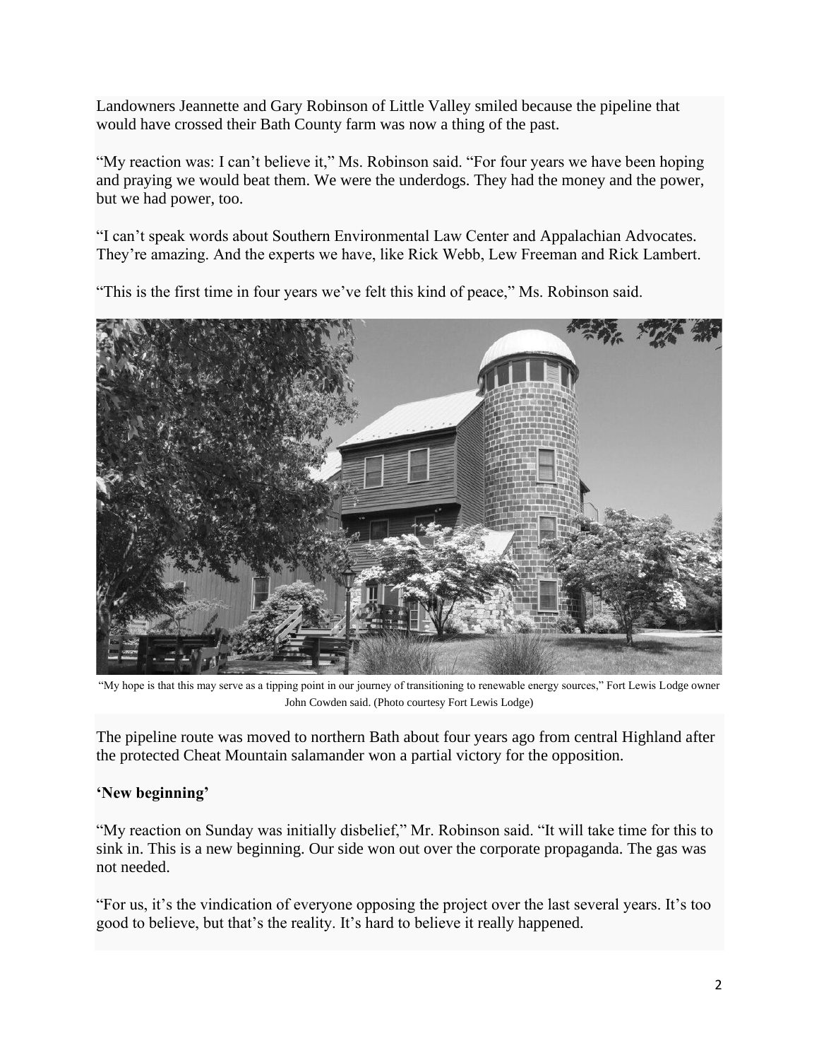Landowners Jeannette and Gary Robinson of Little Valley smiled because the pipeline that would have crossed their Bath County farm was now a thing of the past.

"My reaction was: I can't believe it," Ms. Robinson said. "For four years we have been hoping and praying we would beat them. We were the underdogs. They had the money and the power, but we had power, too.

"I can't speak words about Southern Environmental Law Center and Appalachian Advocates. They're amazing. And the experts we have, like Rick Webb, Lew Freeman and Rick Lambert.

"This is the first time in four years we've felt this kind of peace," Ms. Robinson said.

"My hope is that this may serve as a tipping point in our journey of transitioning to renewable energy sources," Fort Lewis Lodge owner John Cowden said. (Photo courtesy Fort Lewis Lodge)

The pipeline route was moved to northern Bath about four years ago from central Highland after the protected Cheat Mountain salamander won a partial victory for the opposition.

**'New beginning'**

"My reaction on Sunday was initially disbelief," Mr. Robinson said. "It will take time for this to sink in. This is a new beginning. Our side won out over the corporate propaganda. The gas was not needed.

"For us, it's the vindication of everyone opposing the project over the last several years. It's too good to believe, but that's the reality. It's hard to believe it really happened.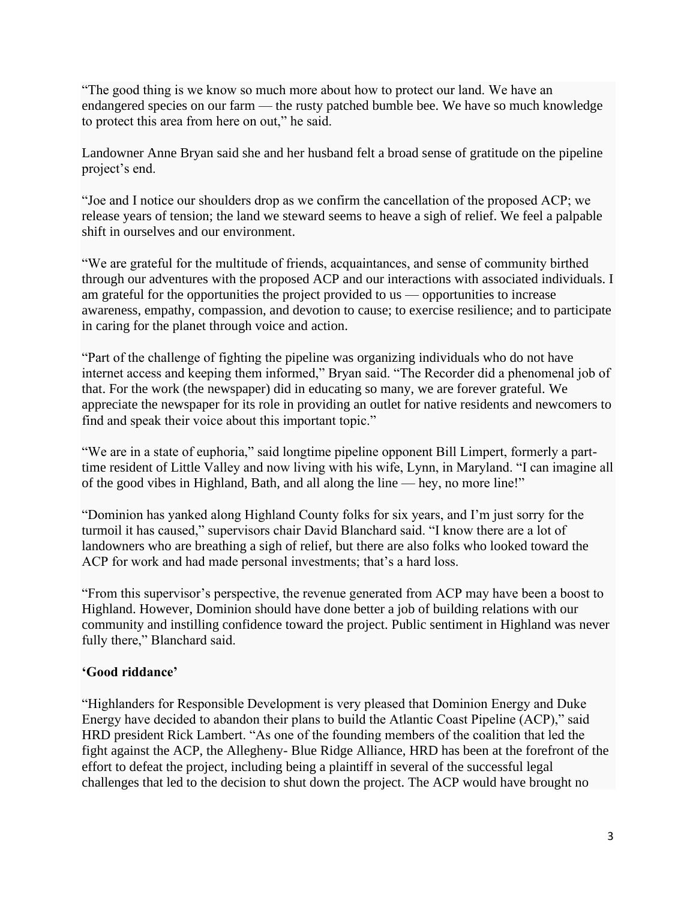"The good thing is we know so much more about how to protect our land. We have an endangered species on our farm — the rusty patched bumble bee. We have so much knowledge to protect this area from here on out," he said.

Landowner Anne Bryan said she and her husband felt a broad sense of gratitude on the pipeline project's end.

"Joe and I notice our shoulders drop as we confirm the cancellation of the proposed ACP; we release years of tension; the land we steward seems to heave a sigh of relief. We feel a palpable shift in ourselves and our environment.

"We are grateful for the multitude of friends, acquaintances, and sense of community birthed through our adventures with the proposed ACP and our interactions with associated individuals. I am grateful for the opportunities the project provided to us — opportunities to increase awareness, empathy, compassion, and devotion to cause; to exercise resilience; and to participate in caring for the planet through voice and action.

"Part of the challenge of fighting the pipeline was organizing individuals who do not have internet access and keeping them informed," Bryan said. "The Recorder did a phenomenal job of that. For the work (the newspaper) did in educating so many, we are forever grateful. We appreciate the newspaper for its role in providing an outlet for native residents and newcomers to find and speak their voice about this important topic."

"We are in a state of euphoria," said longtime pipeline opponent Bill Limpert, formerly a part-time resident of Little Valley and now living with his wife, Lynn, in Maryland. "I can imagine all of the good vibes in Highland, Bath, and all along the line — hey, no more line!"

"Dominion has yanked along Highland County folks for six years, and I'm just sorry for the turmoil it has caused," supervisors chair David Blanchard said. "I know there are a lot of landowners who are breathing a sigh of relief, but there are also folks who looked toward the ACP for work and had made personal investments; that's a hard loss.

"From this supervisor's perspective, the revenue generated from ACP may have been a boost to Highland. However, Dominion should have done better a job of building relations with our community and instilling confidence toward the project. Public sentiment in Highland was never fully there," Blanchard said.

**'Good riddance'**

"Highlanders for Responsible Development is very pleased that Dominion Energy and Duke Energy have decided to abandon their plans to build the Atlantic Coast Pipeline (ACP)," said HRD president Rick Lambert. "As one of the founding members of the coalition that led the fight against the ACP, the Allegheny- Blue Ridge Alliance, HRD has been at the forefront of the effort to defeat the project, including being a plaintiff in several of the successful legal challenges that led to the decision to shut down the project. The ACP would have brought no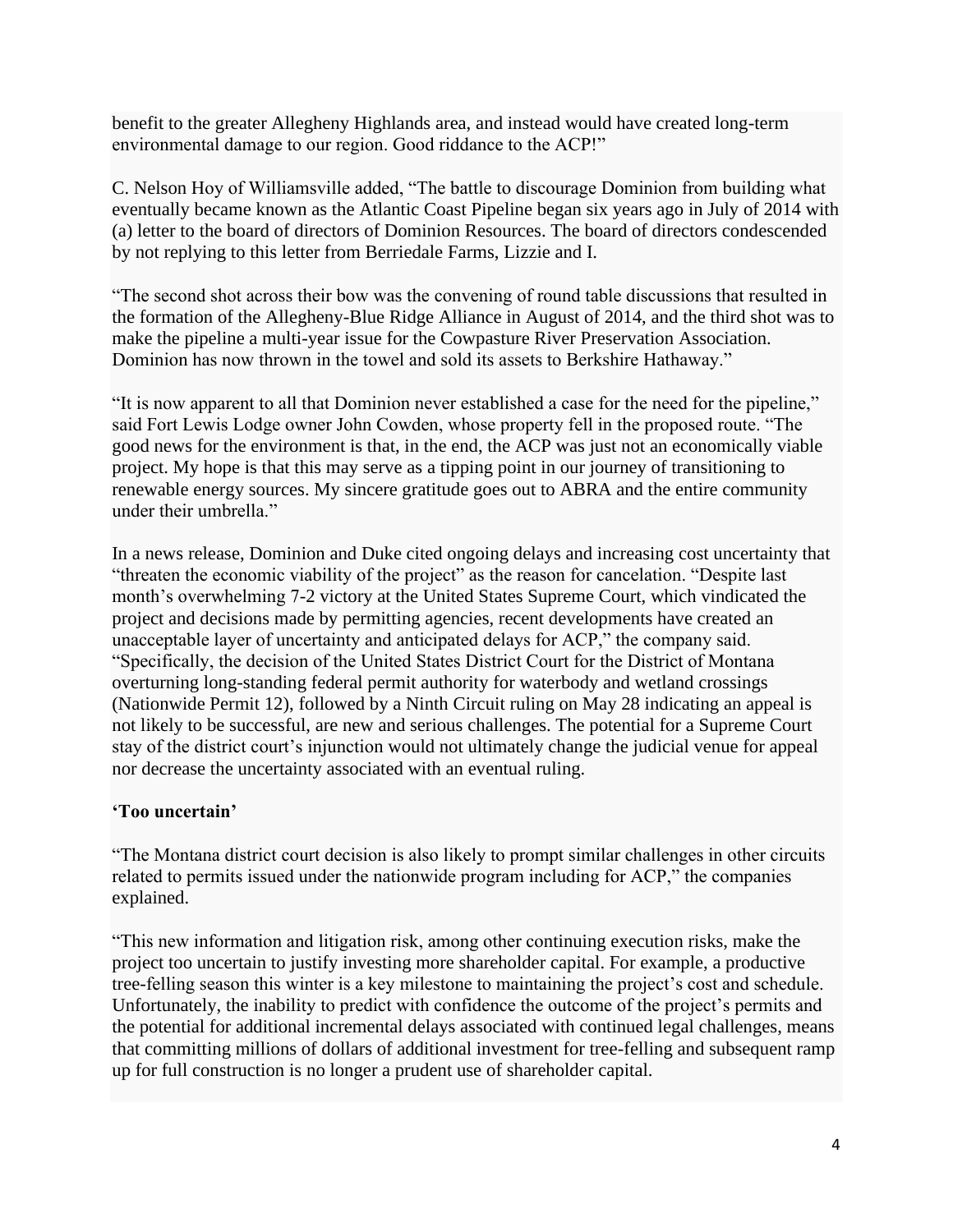benefit to the greater Allegheny Highlands area, and instead would have created long-term environmental damage to our region. Good riddance to the ACP!"

C. Nelson Hoy of Williamsville added, "The battle to discourage Dominion from building what eventually became known as the Atlantic Coast Pipeline began six years ago in July of 2014 with (a) letter to the board of directors of Dominion Resources. The board of directors condescended by not replying to this letter from Berriedale Farms, Lizzie and I.

"The second shot across their bow was the convening of round table discussions that resulted in the formation of the Allegheny-Blue Ridge Alliance in August of 2014, and the third shot was to make the pipeline a multi-year issue for the Cowpasture River Preservation Association. Dominion has now thrown in the towel and sold its assets to Berkshire Hathaway."

"It is now apparent to all that Dominion never established a case for the need for the pipeline," said Fort Lewis Lodge owner John Cowden, whose property fell in the proposed route. "The good news for the environment is that, in the end, the ACP was just not an economically viable project. My hope is that this may serve as a tipping point in our journey of transitioning to renewable energy sources. My sincere gratitude goes out to ABRA and the entire community under their umbrella."

In a news release, Dominion and Duke cited ongoing delays and increasing cost uncertainty that "threaten the economic viability of the project" as the reason for cancelation. "Despite last month's overwhelming 7-2 victory at the United States Supreme Court, which vindicated the project and decisions made by permitting agencies, recent developments have created an unacceptable layer of uncertainty and anticipated delays for ACP," the company said. "Specifically, the decision of the United States District Court for the District of Montana overturning long-standing federal permit authority for waterbody and wetland crossings (Nationwide Permit 12), followed by a Ninth Circuit ruling on May 28 indicating an appeal is not likely to be successful, are new and serious challenges. The potential for a Supreme Court stay of the district court's injunction would not ultimately change the judicial venue for appeal nor decrease the uncertainty associated with an eventual ruling.

**'Too uncertain'**

"The Montana district court decision is also likely to prompt similar challenges in other circuits related to permits issued under the nationwide program including for ACP," the companies explained.

"This new information and litigation risk, among other continuing execution risks, make the project too uncertain to justify investing more shareholder capital. For example, a productive tree-felling season this winter is a key milestone to maintaining the project's cost and schedule. Unfortunately, the inability to predict with confidence the outcome of the project's permits and the potential for additional incremental delays associated with continued legal challenges, means that committing millions of dollars of additional investment for tree-felling and subsequent ramp up for full construction is no longer a prudent use of shareholder capital.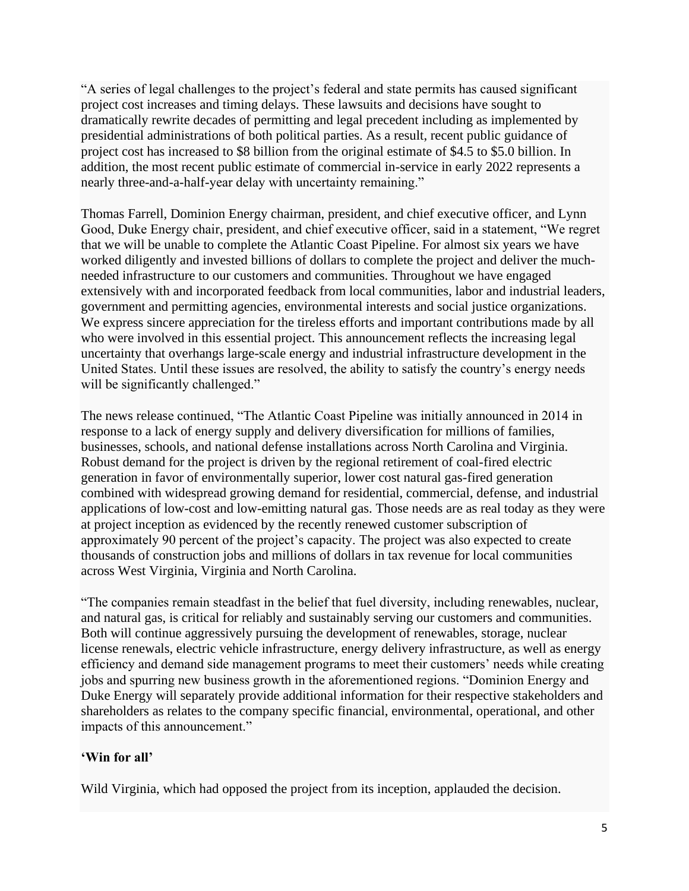"A series of legal challenges to the project's federal and state permits has caused significant project cost increases and timing delays. These lawsuits and decisions have sought to dramatically rewrite decades of permitting and legal precedent including as implemented by presidential administrations of both political parties. As a result, recent public guidance of project cost has increased to $8 billion from the original estimate of $4.5 to $5.0 billion. In addition, the most recent public estimate of commercial in-service in early 2022 represents a nearly three-and-a-half-year delay with uncertainty remaining."

Thomas Farrell, Dominion Energy chairman, president, and chief executive officer, and Lynn Good, Duke Energy chair, president, and chief executive officer, said in a statement, "We regret that we will be unable to complete the Atlantic Coast Pipeline. For almost six years we have worked diligently and invested billions of dollars to complete the project and deliver the much-needed infrastructure to our customers and communities. Throughout we have engaged extensively with and incorporated feedback from local communities, labor and industrial leaders, government and permitting agencies, environmental interests and social justice organizations. We express sincere appreciation for the tireless efforts and important contributions made by all who were involved in this essential project. This announcement reflects the increasing legal uncertainty that overhangs large-scale energy and industrial infrastructure development in the United States. Until these issues are resolved, the ability to satisfy the country's energy needs will be significantly challenged."

The news release continued, "The Atlantic Coast Pipeline was initially announced in 2014 in response to a lack of energy supply and delivery diversification for millions of families, businesses, schools, and national defense installations across North Carolina and Virginia. Robust demand for the project is driven by the regional retirement of coal-fired electric generation in favor of environmentally superior, lower cost natural gas-fired generation combined with widespread growing demand for residential, commercial, defense, and industrial applications of low-cost and low-emitting natural gas. Those needs are as real today as they were at project inception as evidenced by the recently renewed customer subscription of approximately 90 percent of the project's capacity. The project was also expected to create thousands of construction jobs and millions of dollars in tax revenue for local communities across West Virginia, Virginia and North Carolina.

"The companies remain steadfast in the belief that fuel diversity, including renewables, nuclear, and natural gas, is critical for reliably and sustainably serving our customers and communities. Both will continue aggressively pursuing the development of renewables, storage, nuclear license renewals, electric vehicle infrastructure, energy delivery infrastructure, as well as energy efficiency and demand side management programs to meet their customers' needs while creating jobs and spurring new business growth in the aforementioned regions. "Dominion Energy and Duke Energy will separately provide additional information for their respective stakeholders and shareholders as relates to the company specific financial, environmental, operational, and other impacts of this announcement."

**'Win for all'**

Wild Virginia, which had opposed the project from its inception, applauded the decision.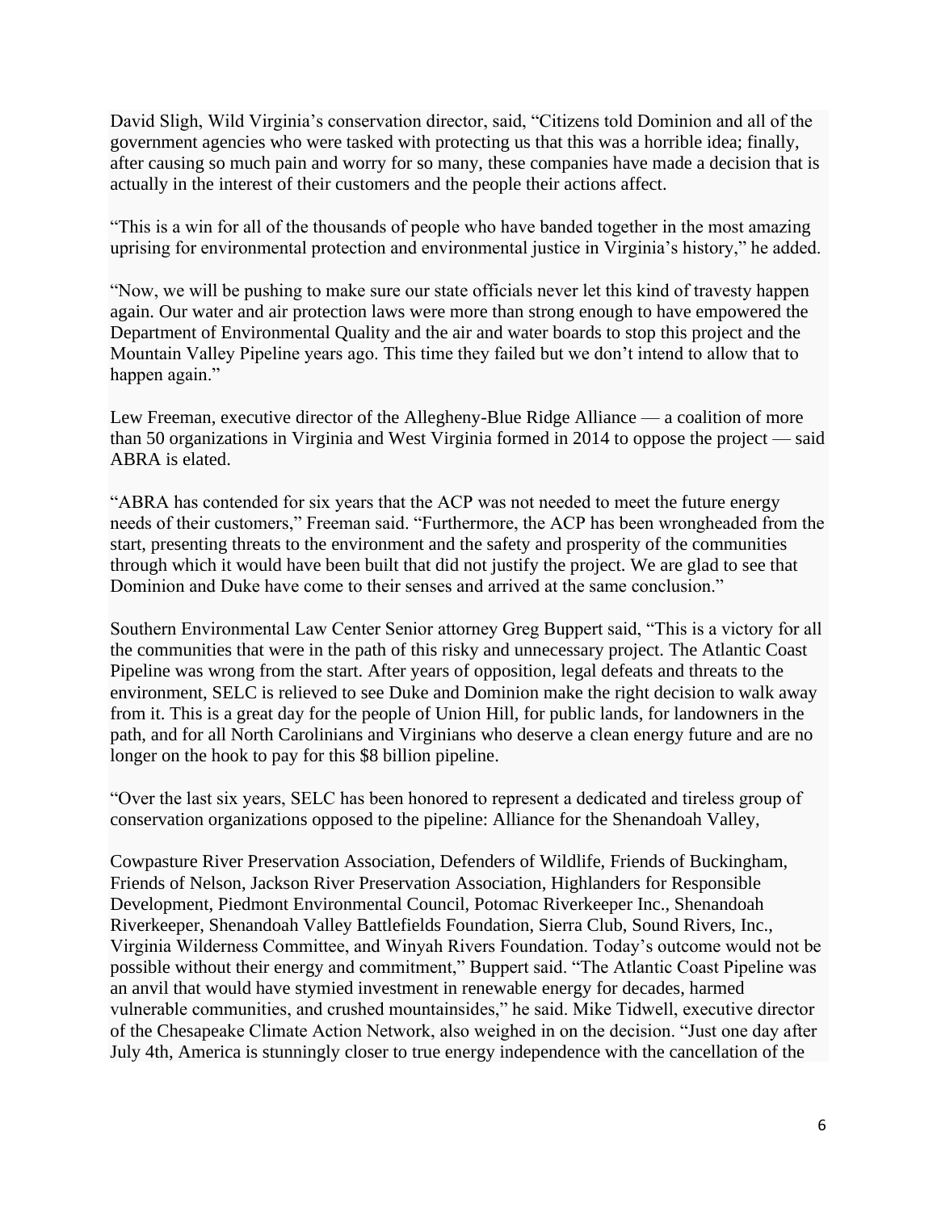David Sligh, Wild Virginia's conservation director, said, "Citizens told Dominion and all of the government agencies who were tasked with protecting us that this was a horrible idea; finally, after causing so much pain and worry for so many, these companies have made a decision that is actually in the interest of their customers and the people their actions affect.

"This is a win for all of the thousands of people who have banded together in the most amazing uprising for environmental protection and environmental justice in Virginia's history," he added.

"Now, we will be pushing to make sure our state officials never let this kind of travesty happen again. Our water and air protection laws were more than strong enough to have empowered the Department of Environmental Quality and the air and water boards to stop this project and the Mountain Valley Pipeline years ago. This time they failed but we don't intend to allow that to happen again."

Lew Freeman, executive director of the Allegheny-Blue Ridge Alliance — a coalition of more than 50 organizations in Virginia and West Virginia formed in 2014 to oppose the project — said ABRA is elated.

"ABRA has contended for six years that the ACP was not needed to meet the future energy needs of their customers," Freeman said. "Furthermore, the ACP has been wrongheaded from the start, presenting threats to the environment and the safety and prosperity of the communities through which it would have been built that did not justify the project. We are glad to see that Dominion and Duke have come to their senses and arrived at the same conclusion."

Southern Environmental Law Center Senior attorney Greg Buppert said, "This is a victory for all the communities that were in the path of this risky and unnecessary project. The Atlantic Coast Pipeline was wrong from the start. After years of opposition, legal defeats and threats to the environment, SELC is relieved to see Duke and Dominion make the right decision to walk away from it. This is a great day for the people of Union Hill, for public lands, for landowners in the path, and for all North Carolinians and Virginians who deserve a clean energy future and are no longer on the hook to pay for this $8 billion pipeline.

"Over the last six years, SELC has been honored to represent a dedicated and tireless group of conservation organizations opposed to the pipeline: Alliance for the Shenandoah Valley,

Cowpasture River Preservation Association, Defenders of Wildlife, Friends of Buckingham, Friends of Nelson, Jackson River Preservation Association, Highlanders for Responsible Development, Piedmont Environmental Council, Potomac Riverkeeper Inc., Shenandoah Riverkeeper, Shenandoah Valley Battlefields Foundation, Sierra Club, Sound Rivers, Inc., Virginia Wilderness Committee, and Winyah Rivers Foundation. Today's outcome would not be possible without their energy and commitment," Buppert said. "The Atlantic Coast Pipeline was an anvil that would have stymied investment in renewable energy for decades, harmed vulnerable communities, and crushed mountainsides," he said. Mike Tidwell, executive director of the Chesapeake Climate Action Network, also weighed in on the decision. "Just one day after July 4th, America is stunningly closer to true energy independence with the cancellation of the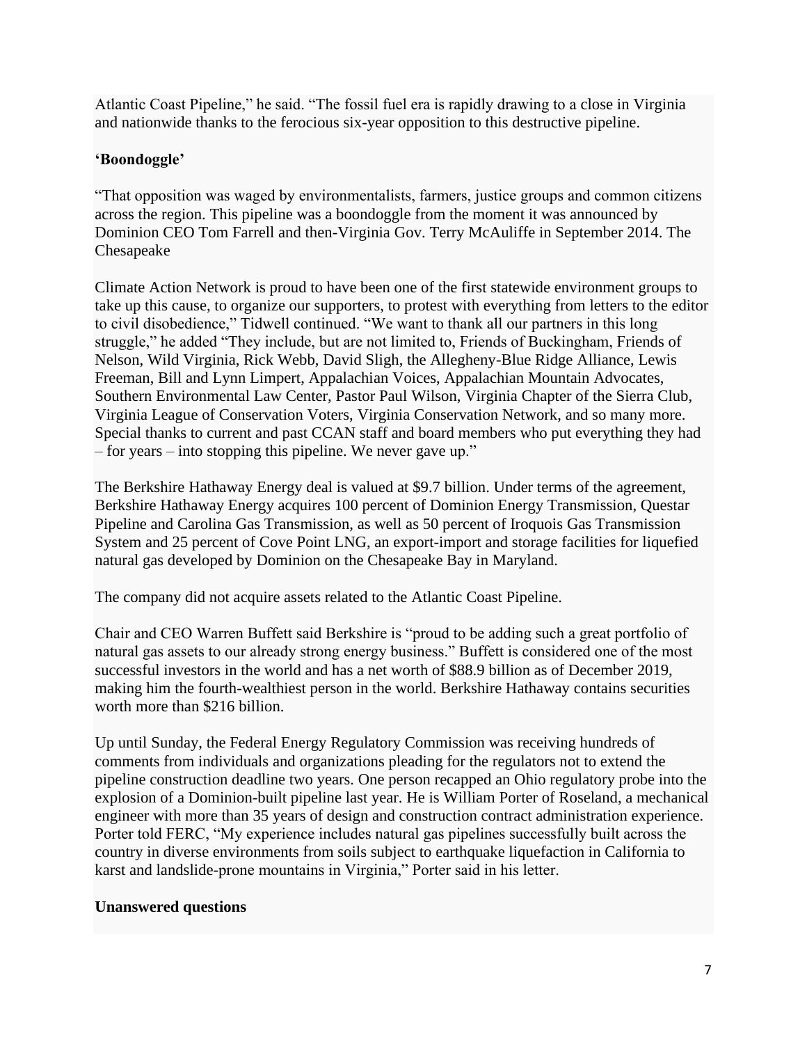Atlantic Coast Pipeline," he said. "The fossil fuel era is rapidly drawing to a close in Virginia and nationwide thanks to the ferocious six-year opposition to this destructive pipeline.

**'Boondoggle'**

"That opposition was waged by environmentalists, farmers, justice groups and common citizens across the region. This pipeline was a boondoggle from the moment it was announced by Dominion CEO Tom Farrell and then-Virginia Gov. Terry McAuliffe in September 2014. The Chesapeake

Climate Action Network is proud to have been one of the first statewide environment groups to take up this cause, to organize our supporters, to protest with everything from letters to the editor to civil disobedience," Tidwell continued. "We want to thank all our partners in this long struggle," he added "They include, but are not limited to, Friends of Buckingham, Friends of Nelson, Wild Virginia, Rick Webb, David Sligh, the Allegheny-Blue Ridge Alliance, Lewis Freeman, Bill and Lynn Limpert, Appalachian Voices, Appalachian Mountain Advocates, Southern Environmental Law Center, Pastor Paul Wilson, Virginia Chapter of the Sierra Club, Virginia League of Conservation Voters, Virginia Conservation Network, and so many more. Special thanks to current and past CCAN staff and board members who put everything they had – for years – into stopping this pipeline. We never gave up."

The Berkshire Hathaway Energy deal is valued at $9.7 billion. Under terms of the agreement, Berkshire Hathaway Energy acquires 100 percent of Dominion Energy Transmission, Questar Pipeline and Carolina Gas Transmission, as well as 50 percent of Iroquois Gas Transmission System and 25 percent of Cove Point LNG, an export-import and storage facilities for liquefied natural gas developed by Dominion on the Chesapeake Bay in Maryland.

The company did not acquire assets related to the Atlantic Coast Pipeline.

Chair and CEO Warren Buffett said Berkshire is "proud to be adding such a great portfolio of natural gas assets to our already strong energy business." Buffett is considered one of the most successful investors in the world and has a net worth of $88.9 billion as of December 2019, making him the fourth-wealthiest person in the world. Berkshire Hathaway contains securities worth more than $216 billion.

Up until Sunday, the Federal Energy Regulatory Commission was receiving hundreds of comments from individuals and organizations pleading for the regulators not to extend the pipeline construction deadline two years. One person recapped an Ohio regulatory probe into the explosion of a Dominion-built pipeline last year. He is William Porter of Roseland, a mechanical engineer with more than 35 years of design and construction contract administration experience. Porter told FERC, "My experience includes natural gas pipelines successfully built across the country in diverse environments from soils subject to earthquake liquefaction in California to karst and landslide-prone mountains in Virginia," Porter said in his letter.

**Unanswered questions**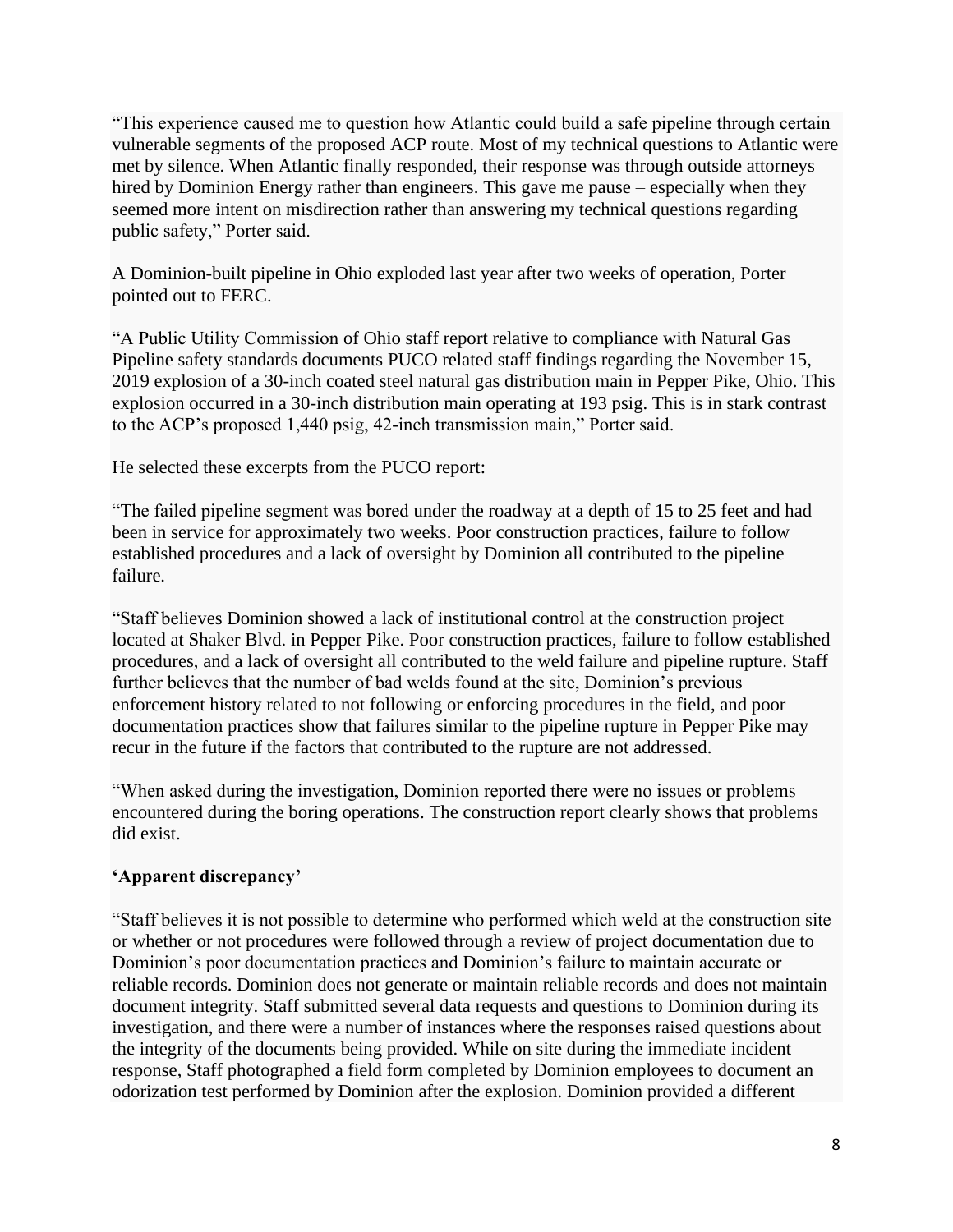"This experience caused me to question how Atlantic could build a safe pipeline through certain vulnerable segments of the proposed ACP route. Most of my technical questions to Atlantic were met by silence. When Atlantic finally responded, their response was through outside attorneys hired by Dominion Energy rather than engineers. This gave me pause – especially when they seemed more intent on misdirection rather than answering my technical questions regarding public safety," Porter said.

A Dominion-built pipeline in Ohio exploded last year after two weeks of operation, Porter pointed out to FERC.

"A Public Utility Commission of Ohio staff report relative to compliance with Natural Gas Pipeline safety standards documents PUCO related staff findings regarding the November 15, 2019 explosion of a 30-inch coated steel natural gas distribution main in Pepper Pike, Ohio. This explosion occurred in a 30-inch distribution main operating at 193 psig. This is in stark contrast to the ACP's proposed 1,440 psig, 42-inch transmission main," Porter said.

He selected these excerpts from the PUCO report:

"The failed pipeline segment was bored under the roadway at a depth of 15 to 25 feet and had been in service for approximately two weeks. Poor construction practices, failure to follow established procedures and a lack of oversight by Dominion all contributed to the pipeline failure.

"Staff believes Dominion showed a lack of institutional control at the construction project located at Shaker Blvd. in Pepper Pike. Poor construction practices, failure to follow established procedures, and a lack of oversight all contributed to the weld failure and pipeline rupture. Staff further believes that the number of bad welds found at the site, Dominion's previous enforcement history related to not following or enforcing procedures in the field, and poor documentation practices show that failures similar to the pipeline rupture in Pepper Pike may recur in the future if the factors that contributed to the rupture are not addressed.

"When asked during the investigation, Dominion reported there were no issues or problems encountered during the boring operations. The construction report clearly shows that problems did exist.

**'Apparent discrepancy'**

"Staff believes it is not possible to determine who performed which weld at the construction site or whether or not procedures were followed through a review of project documentation due to Dominion's poor documentation practices and Dominion's failure to maintain accurate or reliable records. Dominion does not generate or maintain reliable records and does not maintain document integrity. Staff submitted several data requests and questions to Dominion during its investigation, and there were a number of instances where the responses raised questions about the integrity of the documents being provided. While on site during the immediate incident response, Staff photographed a field form completed by Dominion employees to document an odorization test performed by Dominion after the explosion. Dominion provided a different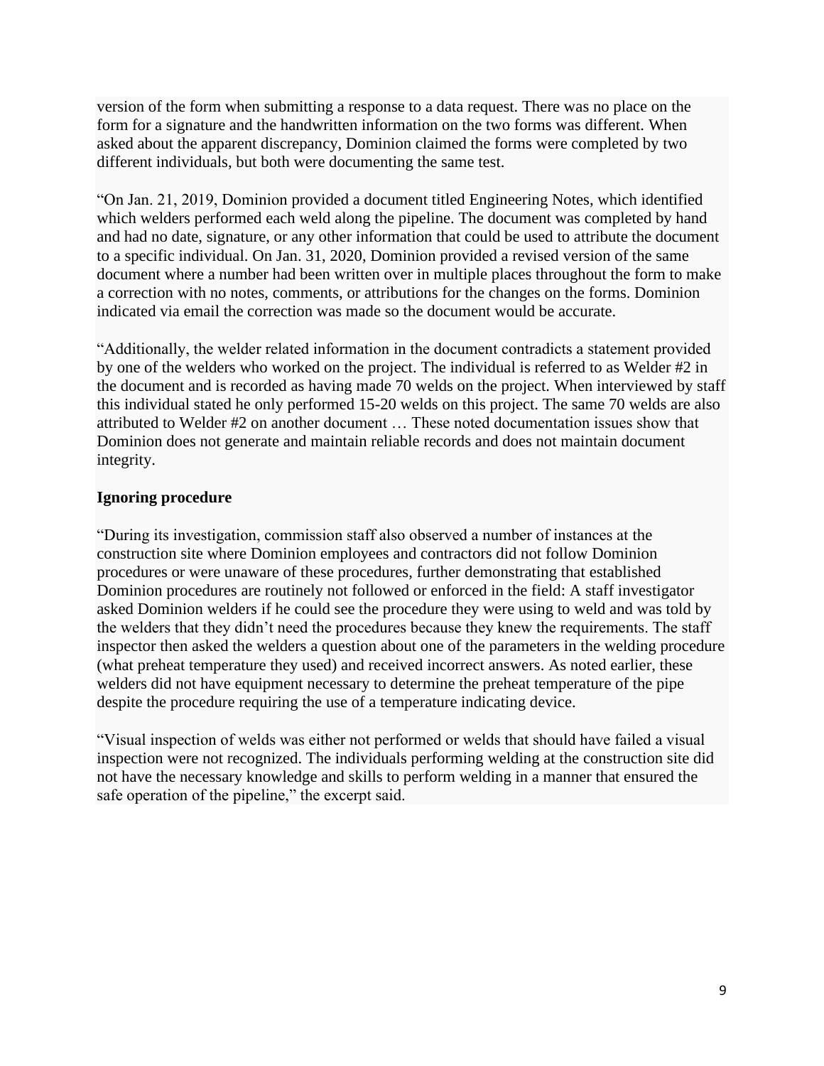version of the form when submitting a response to a data request. There was no place on the form for a signature and the handwritten information on the two forms was different. When asked about the apparent discrepancy, Dominion claimed the forms were completed by two different individuals, but both were documenting the same test.

"On Jan. 21, 2019, Dominion provided a document titled Engineering Notes, which identified which welders performed each weld along the pipeline. The document was completed by hand and had no date, signature, or any other information that could be used to attribute the document to a specific individual. On Jan. 31, 2020, Dominion provided a revised version of the same document where a number had been written over in multiple places throughout the form to make a correction with no notes, comments, or attributions for the changes on the forms. Dominion indicated via email the correction was made so the document would be accurate.

"Additionally, the welder related information in the document contradicts a statement provided by one of the welders who worked on the project. The individual is referred to as Welder #2 in the document and is recorded as having made 70 welds on the project. When interviewed by staff this individual stated he only performed 15-20 welds on this project. The same 70 welds are also attributed to Welder #2 on another document … These noted documentation issues show that Dominion does not generate and maintain reliable records and does not maintain document integrity.

**Ignoring procedure**

"During its investigation, commission staff also observed a number of instances at the construction site where Dominion employees and contractors did not follow Dominion procedures or were unaware of these procedures, further demonstrating that established Dominion procedures are routinely not followed or enforced in the field: A staff investigator asked Dominion welders if he could see the procedure they were using to weld and was told by the welders that they didn't need the procedures because they knew the requirements. The staff inspector then asked the welders a question about one of the parameters in the welding procedure (what preheat temperature they used) and received incorrect answers. As noted earlier, these welders did not have equipment necessary to determine the preheat temperature of the pipe despite the procedure requiring the use of a temperature indicating device.

"Visual inspection of welds was either not performed or welds that should have failed a visual inspection were not recognized. The individuals performing welding at the construction site did not have the necessary knowledge and skills to perform welding in a manner that ensured the safe operation of the pipeline," the excerpt said.